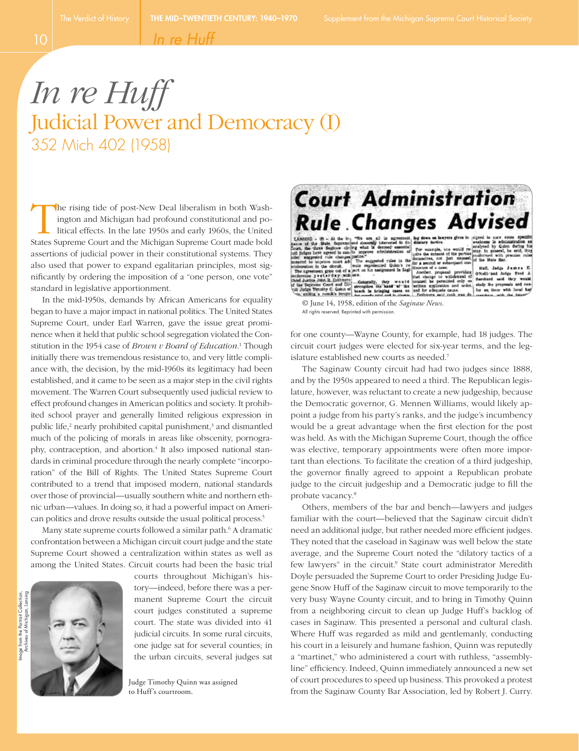# *In re Huff*

## Judicial Power and Democracy (I)

### 352 Mich 402 (1958)

The rising tide of post-New Deal liberalism in both Washington and Michigan had profound constitutional and political effects. In the late 1950s and early 1960s, the United States Supreme Court and the Michigan Supreme Court made bold assertions of judicial power in their constitutional systems. They also used that power to expand egalitarian principles, most significantly by ordering the imposition of a "one person, one vote" standard in legislative apportionment.

In the mid-1950s, demands by African Americans for equality began to have a major impact in national politics. The United States Supreme Court, under Earl Warren, gave the issue great prominence when it held that public school segregation violated the Constitution in the 1954 case of *Brown v Board of Education*.[1] Though initially there was tremendous resistance to, and very little compliance with, the decision, by the mid-1960s its legitimacy had been established, and it came to be seen as a major step in the civil rights movement. The Warren Court subsequently used judicial review to effect profound changes in American politics and society. It prohibited school prayer and generally limited religious expression in public life,[2] nearly prohibited capital punishment,[3] and dismantled much of the policing of morals in areas like obscenity, pornography, contraception, and abortion.[4] It also imposed national standards in criminal procedure through the nearly complete "incorporation" of the Bill of Rights. The United States Supreme Court contributed to a trend that imposed modern, national standards over those of provincial—usually southern white and northern ethnic urban—values. In doing so, it had a powerful impact on American politics and drove results outside the usual political process.[5]

Many state supreme courts followed a similar path.[6] A dramatic confrontation between a Michigan circuit court judge and the state Supreme Court showed a centralization within states as well as among the United States. Circuit courts had been the basic trial courts throughout Michigan's history—indeed, before there was a permanent Supreme Court the circuit court judges constituted a supreme court. The state was divided into 41 judicial circuits. In some rural circuits, one judge sat for several counties; in the urban circuits, several judges sat for one county—Wayne County, for example, had 18 judges. The circuit court judges were elected for six-year terms, and the legislature established new courts as needed.[7]

Image from the Portrait Collection, Archives of Michigan, Lansing

Judge Timothy Quinn was assigned to Huff's courtroom.

**Court Administration Rule Changes Advised**

© June 14, 1958, edition of the *Saginaw News*. All rights reserved. Reprinted with permission.

The Saginaw County circuit had had two judges since 1888, and by the 1950s appeared to need a third. The Republican legislature, however, was reluctant to create a new judgeship, because the Democratic governor, G. Mennen Williams, would likely appoint a judge from his party's ranks, and the judge's incumbency would be a great advantage when the first election for the post was held. As with the Michigan Supreme Court, though the office was elective, temporary appointments were often more important than elections. To facilitate the creation of a third judgeship, the governor finally agreed to appoint a Republican probate judge to the circuit judgeship and a Democratic judge to fill the probate vacancy.[8]

Others, members of the bar and bench—lawyers and judges familiar with the court—believed that the Saginaw circuit didn't need an additional judge, but rather needed more efficient judges. They noted that the caseload in Saginaw was well below the state average, and the Supreme Court noted the "dilatory tactics of a few lawyers" in the circuit.[9] State court administrator Meredith Doyle persuaded the Supreme Court to order Presiding Judge Eugene Snow Huff of the Saginaw circuit to move temporarily to the very busy Wayne County circuit, and to bring in Timothy Quinn from a neighboring circuit to clean up Judge Huff's backlog of cases in Saginaw. This presented a personal and cultural clash. Where Huff was regarded as mild and gentlemanly, conducting his court in a leisurely and humane fashion, Quinn was reputedly a "martinet," who administered a court with ruthless, "assembly-line" efficiency. Indeed, Quinn immediately announced a new set of court procedures to speed up business. This provoked a protest from the Saginaw County Bar Association, led by Robert J. Curry.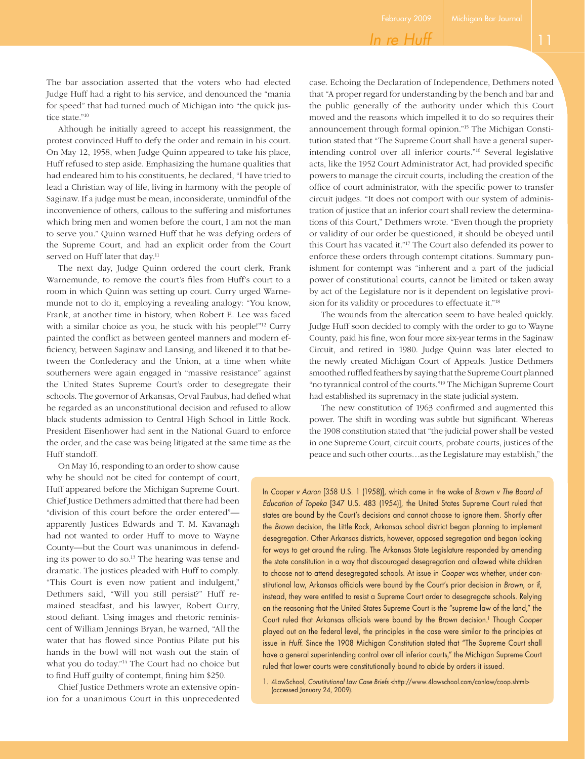The bar association asserted that the voters who had elected Judge Huff had a right to his service, and denounced the "mania for speed" that had turned much of Michigan into "the quick justice state."[10]

Although he initially agreed to accept his reassignment, the protest convinced Huff to defy the order and remain in his court. On May 12, 1958, when Judge Quinn appeared to take his place, Huff refused to step aside. Emphasizing the humane qualities that had endeared him to his constituents, he declared, "I have tried to lead a Christian way of life, living in harmony with the people of Saginaw. If a judge must be mean, inconsiderate, unmindful of the inconvenience of others, callous to the suffering and misfortunes which bring men and women before the court, I am not the man to serve you." Quinn warned Huff that he was defying orders of the Supreme Court, and had an explicit order from the Court served on Huff later that day.[11]

The next day, Judge Quinn ordered the court clerk, Frank Warnemunde, to remove the court's files from Huff's court to a room in which Quinn was setting up court. Curry urged Warnemunde not to do it, employing a revealing analogy: "You know, Frank, at another time in history, when Robert E. Lee was faced with a similar choice as you, he stuck with his people!"[12] Curry painted the conflict as between genteel manners and modern efficiency, between Saginaw and Lansing, and likened it to that between the Confederacy and the Union, at a time when white southerners were again engaged in "massive resistance" against the United States Supreme Court's order to desegregate their schools. The governor of Arkansas, Orval Faubus, had defied what he regarded as an unconstitutional decision and refused to allow black students admission to Central High School in Little Rock. President Eisenhower had sent in the National Guard to enforce the order, and the case was being litigated at the same time as the Huff standoff.

On May 16, responding to an order to show cause why he should not be cited for contempt of court, Huff appeared before the Michigan Supreme Court. Chief Justice Dethmers admitted that there had been "division of this court before the order entered"—apparently Justices Edwards and T. M. Kavanagh had not wanted to order Huff to move to Wayne County—but the Court was unanimous in defending its power to do so.[13] The hearing was tense and dramatic. The justices pleaded with Huff to comply. "This Court is even now patient and indulgent," Dethmers said, "Will you still persist?" Huff remained steadfast, and his lawyer, Robert Curry, stood defiant. Using images and rhetoric reminiscent of William Jennings Bryan, he warned, "All the water that has flowed since Pontius Pilate put his hands in the bowl will not wash out the stain of what you do today."[14] The Court had no choice but to find Huff guilty of contempt, fining him $250.

Chief Justice Dethmers wrote an extensive opinion for a unanimous Court in this unprecedented case. Echoing the Declaration of Independence, Dethmers noted that "A proper regard for understanding by the bench and bar and the public generally of the authority under which this Court moved and the reasons which impelled it to do so requires their announcement through formal opinion."[15] The Michigan Constitution stated that "The Supreme Court shall have a general superintending control over all inferior courts."[16] Several legislative acts, like the 1952 Court Administrator Act, had provided specific powers to manage the circuit courts, including the creation of the office of court administrator, with the specific power to transfer circuit judges. "It does not comport with our system of administration of justice that an inferior court shall review the determinations of this Court," Dethmers wrote. "Even though the propriety or validity of our order be questioned, it should be obeyed until this Court has vacated it."[17] The Court also defended its power to enforce these orders through contempt citations. Summary punishment for contempt was "inherent and a part of the judicial power of constitutional courts, cannot be limited or taken away by act of the Legislature nor is it dependent on legislative provision for its validity or procedures to effectuate it."[18]

The wounds from the altercation seem to have healed quickly. Judge Huff soon decided to comply with the order to go to Wayne County, paid his fine, won four more six-year terms in the Saginaw Circuit, and retired in 1980. Judge Quinn was later elected to the newly created Michigan Court of Appeals. Justice Dethmers smoothed ruffled feathers by saying that the Supreme Court planned "no tyrannical control of the courts."[19] The Michigan Supreme Court had established its supremacy in the state judicial system.

The new constitution of 1963 confirmed and augmented this power. The shift in wording was subtle but significant. Whereas the 1908 constitution stated that "the judicial power shall be vested in one Supreme Court, circuit courts, probate courts, justices of the peace and such other courts…as the Legislature may establish," the

---

In *Cooper v Aaron* [358 U.S. 1 (1958)], which came in the wake of *Brown v The Board of Education of Topeka* [347 U.S. 483 (1954)], the United States Supreme Court ruled that states are bound by the Court's decisions and cannot choose to ignore them. Shortly after the *Brown* decision, the Little Rock, Arkansas school district began planning to implement desegregation. Other Arkansas districts, however, opposed segregation and began looking for ways to get around the ruling. The Arkansas State Legislature responded by amending the state constitution in a way that discouraged desegregation and allowed white children to choose not to attend desegregated schools. At issue in *Cooper* was whether, under constitutional law, Arkansas officials were bound by the Court's prior decision in *Brown*, or if, instead, they were entitled to resist a Supreme Court order to desegregate schools. Relying on the reasoning that the United States Supreme Court is the "supreme law of the land," the Court ruled that Arkansas officials were bound by the *Brown* decision.[1] Though *Cooper* played out on the federal level, the principles in the case were similar to the principles at issue in *Huff*. Since the 1908 Michigan Constitution stated that "The Supreme Court shall have a general superintending control over all inferior courts," the Michigan Supreme Court ruled that lower courts were constitutionally bound to abide by orders it issued.

1. 4LawSchool, *Constitutional Law Case Briefs* <http://www.4lawschool.com/conlaw/coop.shtml> (accessed January 24, 2009).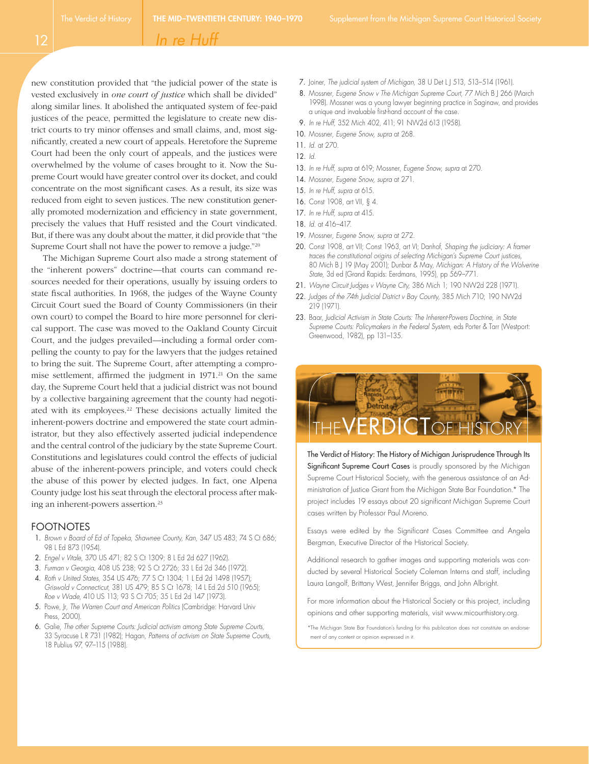new constitution provided that "the judicial power of the state is vested exclusively in *one court of justice* which shall be divided" along similar lines. It abolished the antiquated system of fee-paid justices of the peace, permitted the legislature to create new district courts to try minor offenses and small claims, and, most significantly, created a new court of appeals. Heretofore the Supreme Court had been the only court of appeals, and the justices were overwhelmed by the volume of cases brought to it. Now the Supreme Court would have greater control over its docket, and could concentrate on the most significant cases. As a result, its size was reduced from eight to seven justices. The new constitution generally promoted modernization and efficiency in state government, precisely the values that Huff resisted and the Court vindicated. But, if there was any doubt about the matter, it did provide that "the Supreme Court shall not have the power to remove a judge."[20]

The Michigan Supreme Court also made a strong statement of the "inherent powers" doctrine—that courts can command resources needed for their operations, usually by issuing orders to state fiscal authorities. In 1968, the judges of the Wayne County Circuit Court sued the Board of County Commissioners (in their own court) to compel the Board to hire more personnel for clerical support. The case was moved to the Oakland County Circuit Court, and the judges prevailed—including a formal order compelling the county to pay for the lawyers that the judges retained to bring the suit. The Supreme Court, after attempting a compromise settlement, affirmed the judgment in 1971.[21] On the same day, the Supreme Court held that a judicial district was not bound by a collective bargaining agreement that the county had negotiated with its employees.[22] These decisions actually limited the inherent-powers doctrine and empowered the state court administrator, but they also effectively asserted judicial independence and the central control of the judiciary by the state Supreme Court. Constitutions and legislatures could control the effects of judicial abuse of the inherent-powers principle, and voters could check the abuse of this power by elected judges. In fact, one Alpena County judge lost his seat through the electoral process after making an inherent-powers assertion.[23]

## FOOTNOTES

1. *Brown v Board of Ed of Topeka, Shawnee County, Kan,* 347 US 483; 74 S Ct 686; 98 L Ed 873 (1954).
2. *Engel v Vitale,* 370 US 421; 82 S Ct 1309; 8 L Ed 2d 627 (1962).
3. *Furman v Georgia,* 408 US 238; 92 S Ct 2726; 33 L Ed 2d 346 (1972).
4. *Roth v United States,* 354 US 476; 77 S Ct 1304; 1 L Ed 2d 1498 (1957); *Griswold v Connecticut,* 381 US 479; 85 S Ct 1678; 14 L Ed 2d 510 (1965); *Roe v Wade,* 410 US 113; 93 S Ct 705; 35 L Ed 2d 147 (1973).
5. Powe, Jr, *The Warren Court and American Politics* (Cambridge: Harvard Univ Press, 2000).
6. Galie, *The other Supreme Courts: Judicial activism among State Supreme Courts,* 33 Syracuse L R 731 (1982); Hagan, *Patterns of activism on State Supreme Courts,* 18 Publius 97, 97–115 (1988).
7. Joiner, *The judicial system of Michigan,* 38 U Det L J 513, 513–514 (1961).
8. Mossner, *Eugene Snow v The Michigan Supreme Court,* 77 Mich B J 266 (March 1998). Mossner was a young lawyer beginning practice in Saginaw, and provides a unique and invaluable first-hand account of the case.
9. *In re Huff,* 352 Mich 402, 411; 91 NW2d 613 (1958).
10. Mossner, *Eugene Snow, supra* at 268.
11. *Id.* at 270.
12. *Id.*
13. *In re Huff, supra* at 619; Mossner, *Eugene Snow, supra* at 270.
14. Mossner, *Eugene Snow, supra* at 271.
15. *In re Huff, supra* at 615.
16. Const 1908, art VII, § 4.
17. *In re Huff, supra* at 415.
18. *Id.* at 416–417.
19. Mossner, *Eugene Snow, supra* at 272.
20. Const 1908, art VII; Const 1963, art VI; Danhof, *Shaping the judiciary: A framer traces the constitutional origins of selecting Michigan's Supreme Court justices,* 80 Mich B J 19 (May 2001); Dunbar & May, *Michigan: A History of the Wolverine State,* 3d ed (Grand Rapids: Eerdmans, 1995), pp 569–771.
21. *Wayne Circuit Judges v Wayne City,* 386 Mich 1; 190 NW2d 228 (1971).
22. *Judges of the 74th Judicial District v Bay County,* 385 Mich 710; 190 NW2d 219 (1971).
23. Baar, *Judicial Activism in State Courts: The Inherent-Powers Doctrine, in State Supreme Courts: Policymakers in the Federal System,* eds Porter & Tarr (Westport: Greenwood, 1982), pp 131–135.

THE VERDICT OF HISTORY

**The Verdict of History: The History of Michigan Jurisprudence Through Its Significant Supreme Court Cases** is proudly sponsored by the Michigan Supreme Court Historical Society, with the generous assistance of an Administration of Justice Grant from the Michigan State Bar Foundation.* The project includes 19 essays about 20 significant Michigan Supreme Court cases written by Professor Paul Moreno.

Essays were edited by the Significant Cases Committee and Angela Bergman, Executive Director of the Historical Society.

Additional research to gather images and supporting materials was conducted by several Historical Society Coleman Interns and staff, including Laura Langolf, Brittany West, Jennifer Briggs, and John Albright.

For more information about the Historical Society or this project, including opinions and other supporting materials, visit www.micourthistory.org.

*The Michigan State Bar Foundation's funding for this publication does not constitute an endorsement of any content or opinion expressed in it.